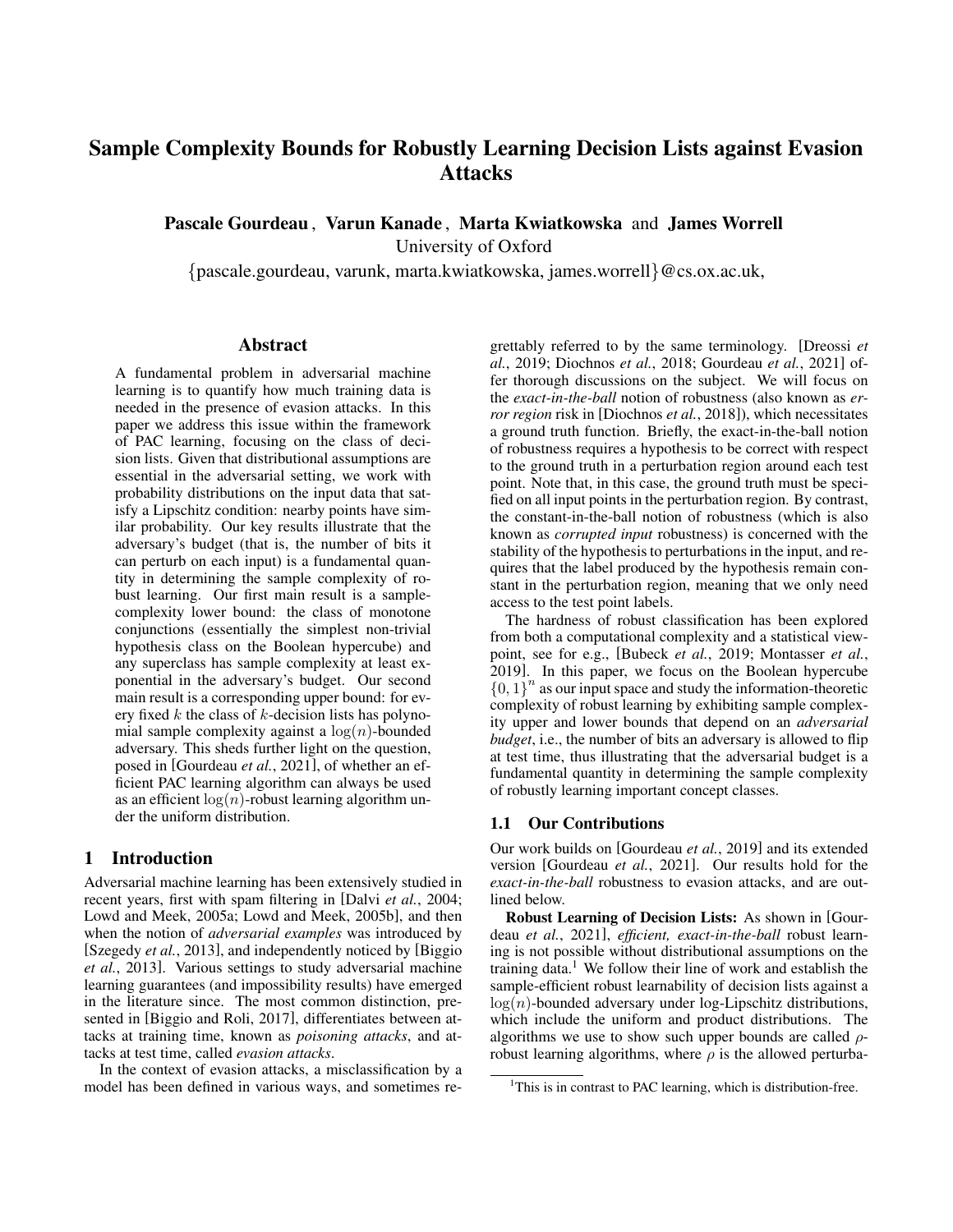# Sample Complexity Bounds for Robustly Learning Decision Lists against Evasion Attacks

**Pascale Gourdeau**, **Varun Kanade**, **Marta Kwiatkowska** and **James Worrell**

University of Oxford

{pascale.gourdeau, varunk, marta.kwiatkowska, james.worrell}@cs.ox.ac.uk,

## Abstract

A fundamental problem in adversarial machine learning is to quantify how much training data is needed in the presence of evasion attacks. In this paper we address this issue within the framework of PAC learning, focusing on the class of decision lists. Given that distributional assumptions are essential in the adversarial setting, we work with probability distributions on the input data that satisfy a Lipschitz condition: nearby points have similar probability. Our key results illustrate that the adversary's budget (that is, the number of bits it can perturb on each input) is a fundamental quantity in determining the sample complexity of robust learning. Our first main result is a sample-complexity lower bound: the class of monotone conjunctions (essentially the simplest non-trivial hypothesis class on the Boolean hypercube) and any superclass has sample complexity at least exponential in the adversary's budget. Our second main result is a corresponding upper bound: for every fixed $k$ the class of $k$-decision lists has polynomial sample complexity against a $\log(n)$-bounded adversary. This sheds further light on the question, posed in [Gourdeau *et al.*, 2021], of whether an efficient PAC learning algorithm can always be used as an efficient $\log(n)$-robust learning algorithm under the uniform distribution.

## 1 Introduction

Adversarial machine learning has been extensively studied in recent years, first with spam filtering in [Dalvi *et al.*, 2004; Lowd and Meek, 2005a; Lowd and Meek, 2005b], and then when the notion of *adversarial examples* was introduced by [Szegedy *et al.*, 2013], and independently noticed by [Biggio *et al.*, 2013]. Various settings to study adversarial machine learning guarantees (and impossibility results) have emerged in the literature since. The most common distinction, presented in [Biggio and Roli, 2017], differentiates between attacks at training time, known as *poisoning attacks*, and attacks at test time, called *evasion attacks*.

In the context of evasion attacks, a misclassification by a model has been defined in various ways, and sometimes regrettably referred to by the same terminology. [Dreossi *et al.*, 2019; Diochnos *et al.*, 2018; Gourdeau *et al.*, 2021] offer thorough discussions on the subject. We will focus on the *exact-in-the-ball* notion of robustness (also known as *error region* risk in [Diochnos *et al.*, 2018]), which necessitates a ground truth function. Briefly, the exact-in-the-ball notion of robustness requires a hypothesis to be correct with respect to the ground truth in a perturbation region around each test point. Note that, in this case, the ground truth must be specified on all input points in the perturbation region. By contrast, the constant-in-the-ball notion of robustness (which is also known as *corrupted input* robustness) is concerned with the stability of the hypothesis to perturbations in the input, and requires that the label produced by the hypothesis remain constant in the perturbation region, meaning that we only need access to the test point labels.

The hardness of robust classification has been explored from both a computational complexity and a statistical viewpoint, see for e.g., [Bubeck *et al.*, 2019; Montasser *et al.*, 2019]. In this paper, we focus on the Boolean hypercube $\{0,1\}^n$ as our input space and study the information-theoretic complexity of robust learning by exhibiting sample complexity upper and lower bounds that depend on an *adversarial budget*, i.e., the number of bits an adversary is allowed to flip at test time, thus illustrating that the adversarial budget is a fundamental quantity in determining the sample complexity of robustly learning important concept classes.

### 1.1 Our Contributions

Our work builds on [Gourdeau *et al.*, 2019] and its extended version [Gourdeau *et al.*, 2021]. Our results hold for the *exact-in-the-ball* robustness to evasion attacks, and are outlined below.

**Robust Learning of Decision Lists:** As shown in [Gourdeau *et al.*, 2021], *efficient, exact-in-the-ball* robust learning is not possible without distributional assumptions on the training data.[1] We follow their line of work and establish the sample-efficient robust learnability of decision lists against a $\log(n)$-bounded adversary under log-Lipschitz distributions, which include the uniform and product distributions. The algorithms we use to show such upper bounds are called $\rho$-robust learning algorithms, where $\rho$ is the allowed perturba-

[1] This is in contrast to PAC learning, which is distribution-free.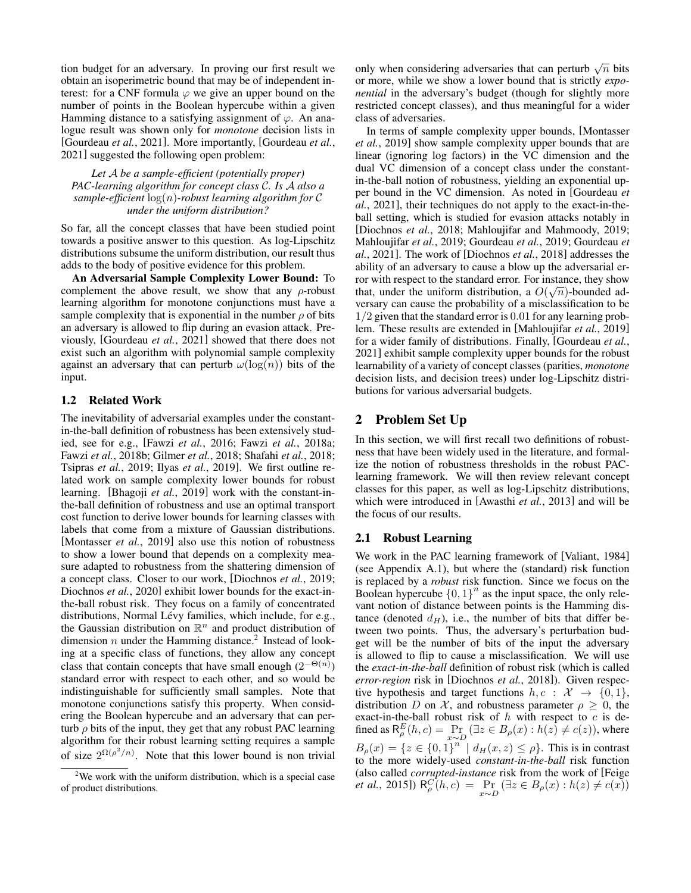tion budget for an adversary. In proving our first result we obtain an isoperimetric bound that may be of independent interest: for a CNF formula $\varphi$ we give an upper bound on the number of points in the Boolean hypercube within a given Hamming distance to a satisfying assignment of $\varphi$. An analogue result was shown only for *monotone* decision lists in [Gourdeau *et al.*, 2021]. More importantly, [Gourdeau *et al.*, 2021] suggested the following open problem:

*Let $\mathcal{A}$ be a sample-efficient (potentially proper) PAC-learning algorithm for concept class $\mathcal{C}$. Is $\mathcal{A}$ also a sample-efficient $\log(n)$-robust learning algorithm for $\mathcal{C}$ under the uniform distribution?*

So far, all the concept classes that have been studied point towards a positive answer to this question. As log-Lipschitz distributions subsume the uniform distribution, our result thus adds to the body of positive evidence for this problem.

**An Adversarial Sample Complexity Lower Bound:** To complement the above result, we show that any $\rho$-robust learning algorithm for monotone conjunctions must have a sample complexity that is exponential in the number $\rho$ of bits an adversary is allowed to flip during an evasion attack. Previously, [Gourdeau *et al.*, 2021] showed that there does not exist such an algorithm with polynomial sample complexity against an adversary that can perturb $\omega(\log(n))$ bits of the input.

### 1.2 Related Work

The inevitability of adversarial examples under the constant-in-the-ball definition of robustness has been extensively studied, see for e.g., [Fawzi *et al.*, 2016; Fawzi *et al.*, 2018a; Fawzi *et al.*, 2018b; Gilmer *et al.*, 2018; Shafahi *et al.*, 2018; Tsipras *et al.*, 2019; Ilyas *et al.*, 2019]. We first outline related work on sample complexity lower bounds for robust learning. [Bhagoji *et al.*, 2019] work with the constant-in-the-ball definition of robustness and use an optimal transport cost function to derive lower bounds for learning classes with labels that come from a mixture of Gaussian distributions. [Montasser *et al.*, 2019] also use this notion of robustness to show a lower bound that depends on a complexity measure adapted to robustness from the shattering dimension of a concept class. Closer to our work, [Diochnos *et al.*, 2019; Diochnos *et al.*, 2020] exhibit lower bounds for the exact-in-the-ball robust risk. They focus on a family of concentrated distributions, Normal Lévy families, which include, for e.g., the Gaussian distribution on $\mathbb{R}^n$ and product distribution of dimension $n$ under the Hamming distance.[2] Instead of looking at a specific class of functions, they allow any concept class that contain concepts that have small enough $(2^{-\Theta(n)})$ standard error with respect to each other, and so would be indistinguishable for sufficiently small samples. Note that monotone conjunctions satisfy this property. When considering the Boolean hypercube and an adversary that can perturb $\rho$ bits of the input, they get that any robust PAC learning algorithm for their robust learning setting requires a sample of size $2^{\Omega(\rho^2/n)}$. Note that this lower bound is non trivial only when considering adversaries that can perturb $\sqrt{n}$ bits or more, while we show a lower bound that is strictly *exponential* in the adversary's budget (though for slightly more restricted concept classes), and thus meaningful for a wider class of adversaries.

In terms of sample complexity upper bounds, [Montasser *et al.*, 2019] show sample complexity upper bounds that are linear (ignoring log factors) in the VC dimension and the dual VC dimension of a concept class under the constant-in-the-ball notion of robustness, yielding an exponential upper bound in the VC dimension. As noted in [Gourdeau *et al.*, 2021], their techniques do not apply to the exact-in-the-ball setting, which is studied for evasion attacks notably in [Diochnos *et al.*, 2018; Mahloujifar and Mahmoody, 2019; Mahloujifar *et al.*, 2019; Gourdeau *et al.*, 2019; Gourdeau *et al.*, 2021]. The work of [Diochnos *et al.*, 2018] addresses the ability of an adversary to cause a blow up the adversarial error with respect to the standard error. For instance, they show that, under the uniform distribution, a $O(\sqrt{n})$-bounded adversary can cause the probability of a misclassification to be $1/2$ given that the standard error is $0.01$ for any learning problem. These results are extended in [Mahloujifar *et al.*, 2019] for a wider family of distributions. Finally, [Gourdeau *et al.*, 2021] exhibit sample complexity upper bounds for the robust learnability of a variety of concept classes (parities, *monotone* decision lists, and decision trees) under log-Lipschitz distributions for various adversarial budgets.

## 2 Problem Set Up

In this section, we will first recall two definitions of robustness that have been widely used in the literature, and formalize the notion of robustness thresholds in the robust PAC-learning framework. We will then review relevant concept classes for this paper, as well as log-Lipschitz distributions, which were introduced in [Awasthi *et al.*, 2013] and will be the focus of our results.

### 2.1 Robust Learning

We work in the PAC learning framework of [Valiant, 1984] (see Appendix A.1), but where the (standard) risk function is replaced by a *robust* risk function. Since we focus on the Boolean hypercube $\{0,1\}^n$ as the input space, the only relevant notion of distance between points is the Hamming distance (denoted $d_H$), i.e., the number of bits that differ between two points. Thus, the adversary's perturbation budget will be the number of bits of the input the adversary is allowed to flip to cause a misclassification. We will use the *exact-in-the-ball* definition of robust risk (which is called *error-region* risk in [Diochnos *et al.*, 2018]). Given respective hypothesis and target functions $h, c : \mathcal{X} \rightarrow \{0,1\}$, distribution $D$ on $\mathcal{X}$, and robustness parameter $\rho \geq 0$, the exact-in-the-ball robust risk of $h$ with respect to $c$ is defined as $\mathsf{R}^E_\rho(h,c) = \Pr_{x\sim D}(\exists z \in B_\rho(x) : h(z) \neq c(z))$, where $B_\rho(x) = \{z \in \{0,1\}^n \mid d_H(x,z) \leq \rho\}$. This is in contrast to the more widely-used *constant-in-the-ball* risk function (also called *corrupted-instance* risk from the work of [Feige *et al.*, 2015]) $\mathsf{R}^C_\rho(h,c) = \Pr_{x\sim D}(\exists z \in B_\rho(x) : h(z) \neq c(x))$

[2] We work with the uniform distribution, which is a special case of product distributions.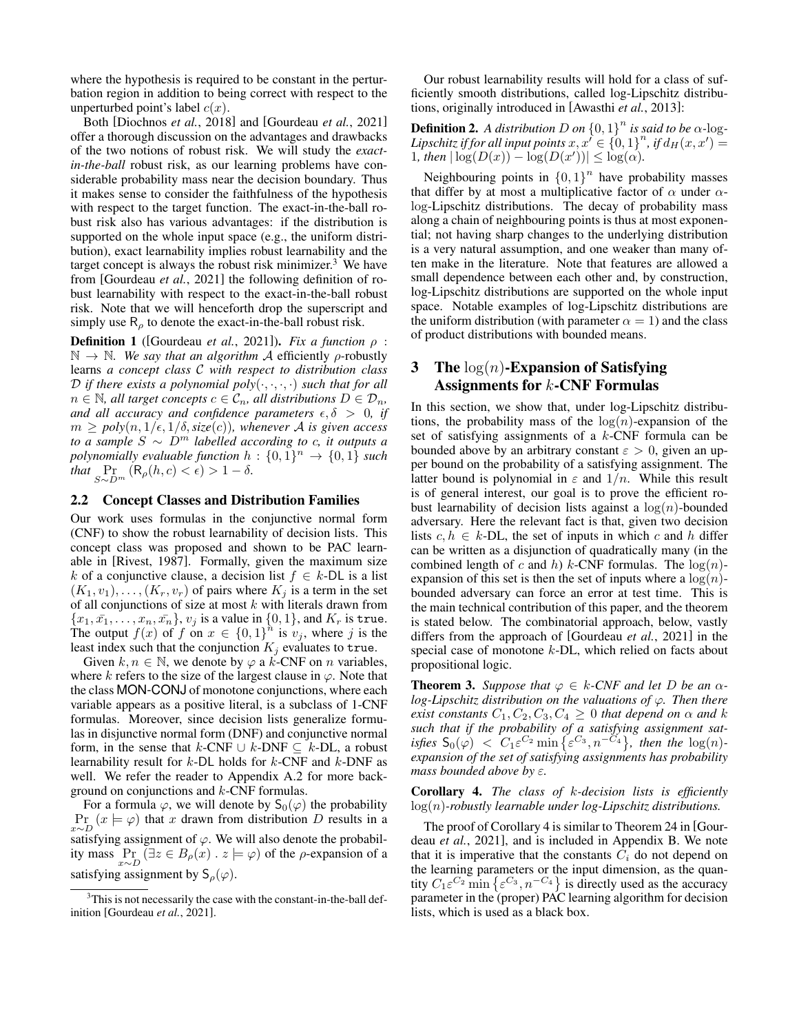where the hypothesis is required to be constant in the perturbation region in addition to being correct with respect to the unperturbed point's label $c(x)$.

Both [Diochnos *et al.*, 2018] and [Gourdeau *et al.*, 2021] offer a thorough discussion on the advantages and drawbacks of the two notions of robust risk. We will study the *exact-in-the-ball* robust risk, as our learning problems have considerable probability mass near the decision boundary. Thus it makes sense to consider the faithfulness of the hypothesis with respect to the target function. The exact-in-the-ball robust risk also has various advantages: if the distribution is supported on the whole input space (e.g., the uniform distribution), exact learnability implies robust learnability and the target concept is always the robust risk minimizer.[3] We have from [Gourdeau *et al.*, 2021] the following definition of robust learnability with respect to the exact-in-the-ball robust risk. Note that we will henceforth drop the superscript and simply use $\mathsf{R}_\rho$ to denote the exact-in-the-ball robust risk.

**Definition 1** ([Gourdeau *et al.*, 2021]). *Fix a function $\rho : \mathbb{N} \rightarrow \mathbb{N}$. We say that an algorithm $\mathcal{A}$ efficiently $\rho$-robustly learns a concept class $\mathcal{C}$ with respect to distribution class $\mathcal{D}$ if there exists a polynomial $poly(\cdot,\cdot,\cdot,\cdot)$ such that for all $n \in \mathbb{N}$, all target concepts $c \in \mathcal{C}_n$, all distributions $D \in \mathcal{D}_n$, and all accuracy and confidence parameters $\epsilon, \delta > 0$, if $m \geq poly(n, 1/\epsilon, 1/\delta, size(c))$, whenever $\mathcal{A}$ is given access to a sample $S \sim D^m$ labelled according to $c$, it outputs a polynomially evaluable function $h : \{0,1\}^n \rightarrow \{0,1\}$ such that $\Pr_{S \sim D^m}(\mathsf{R}_\rho(h,c) < \epsilon) > 1 - \delta$.*

### 2.2 Concept Classes and Distribution Families

Our work uses formulas in the conjunctive normal form (CNF) to show the robust learnability of decision lists. This concept class was proposed and shown to be PAC learnable in [Rivest, 1987]. Formally, given the maximum size $k$ of a conjunctive clause, a decision list $f \in k$-$\mathsf{DL}$ is a list $(K_1, v_1), \ldots, (K_r, v_r)$ of pairs where $K_j$ is a term in the set of all conjunctions of size at most $k$ with literals drawn from $\{x_1, \bar{x_1}, \ldots, x_n, \bar{x_n}\}$, $v_j$ is a value in $\{0,1\}$, and $K_r$ is $\texttt{true}$. The output $f(x)$ of $f$ on $x \in \{0,1\}^n$ is $v_j$, where $j$ is the least index such that the conjunction $K_j$ evaluates to $\texttt{true}$.

Given $k, n \in \mathbb{N}$, we denote by $\varphi$ a $k$-CNF on $n$ variables, where $k$ refers to the size of the largest clause in $\varphi$. Note that the class MON-CONJ of monotone conjunctions, where each variable appears as a positive literal, is a subclass of 1-CNF formulas. Moreover, since decision lists generalize formulas in disjunctive normal form (DNF) and conjunctive normal form, in the sense that $k$-CNF $\cup$ $k$-DNF $\subseteq$ $k$-DL, a robust learnability result for $k$-DL holds for $k$-CNF and $k$-DNF as well. We refer the reader to Appendix A.2 for more background on conjunctions and $k$-CNF formulas.

For a formula $\varphi$, we will denote by $\mathsf{S}_0(\varphi)$ the probability $\Pr_{x \sim D}(x \models \varphi)$ that $x$ drawn from distribution $D$ results in a satisfying assignment of $\varphi$. We will also denote the probability mass $\Pr_{x \sim D}(\exists z \in B_\rho(x) \,.\, z \models \varphi)$ of the $\rho$-expansion of a satisfying assignment by $\mathsf{S}_\rho(\varphi)$.

[3] This is not necessarily the case with the constant-in-the-ball definition [Gourdeau *et al.*, 2021].

Our robust learnability results will hold for a class of sufficiently smooth distributions, called log-Lipschitz distributions, originally introduced in [Awasthi *et al.*, 2013]:

**Definition 2.** *A distribution $D$ on $\{0,1\}^n$ is said to be $\alpha$-log-Lipschitz if for all input points $x, x' \in \{0,1\}^n$, if $d_H(x,x') = 1$, then $|\log(D(x)) - \log(D(x'))| \leq \log(\alpha)$.*

Neighbouring points in $\{0,1\}^n$ have probability masses that differ by at most a multiplicative factor of $\alpha$ under $\alpha$-log-Lipschitz distributions. The decay of probability mass along a chain of neighbouring points is thus at most exponential; not having sharp changes to the underlying distribution is a very natural assumption, and one weaker than many often make in the literature. Note that features are allowed a small dependence between each other and, by construction, log-Lipschitz distributions are supported on the whole input space. Notable examples of log-Lipschitz distributions are the uniform distribution (with parameter $\alpha = 1$) and the class of product distributions with bounded means.

## 3 The $\log(n)$-Expansion of Satisfying Assignments for $k$-CNF Formulas

In this section, we show that, under log-Lipschitz distributions, the probability mass of the $\log(n)$-expansion of the set of satisfying assignments of a $k$-CNF formula can be bounded above by an arbitrary constant $\varepsilon > 0$, given an upper bound on the probability of a satisfying assignment. The latter bound is polynomial in $\varepsilon$ and $1/n$. While this result is of general interest, our goal is to prove the efficient robust learnability of decision lists against a $\log(n)$-bounded adversary. Here the relevant fact is that, given two decision lists $c, h \in k$-DL, the set of inputs in which $c$ and $h$ differ can be written as a disjunction of quadratically many (in the combined length of $c$ and $h$) $k$-CNF formulas. The $\log(n)$-expansion of this set is then the set of inputs where a $\log(n)$-bounded adversary can force an error at test time. This is the main technical contribution of this paper, and the theorem is stated below. The combinatorial approach, below, vastly differs from the approach of [Gourdeau *et al.*, 2021] in the special case of monotone $k$-DL, which relied on facts about propositional logic.

**Theorem 3.** *Suppose that $\varphi \in k$-CNF and let $D$ be an $\alpha$-log-Lipschitz distribution on the valuations of $\varphi$. Then there exist constants $C_1, C_2, C_3, C_4 \geq 0$ that depend on $\alpha$ and $k$ such that if the probability of a satisfying assignment satisfies $\mathsf{S}_0(\varphi) < C_1 \varepsilon^{C_2} \min\{\varepsilon^{C_3}, n^{-C_4}\}$, then the $\log(n)$-expansion of the set of satisfying assignments has probability mass bounded above by $\varepsilon$.*

**Corollary 4.** *The class of $k$-decision lists is efficiently $\log(n)$-robustly learnable under log-Lipschitz distributions.*

The proof of Corollary 4 is similar to Theorem 24 in [Gourdeau *et al.*, 2021], and is included in Appendix B. We note that it is imperative that the constants $C_i$ do not depend on the learning parameters or the input dimension, as the quantity $C_1 \varepsilon^{C_2} \min\{\varepsilon^{C_3}, n^{-C_4}\}$ is directly used as the accuracy parameter in the (proper) PAC learning algorithm for decision lists, which is used as a black box.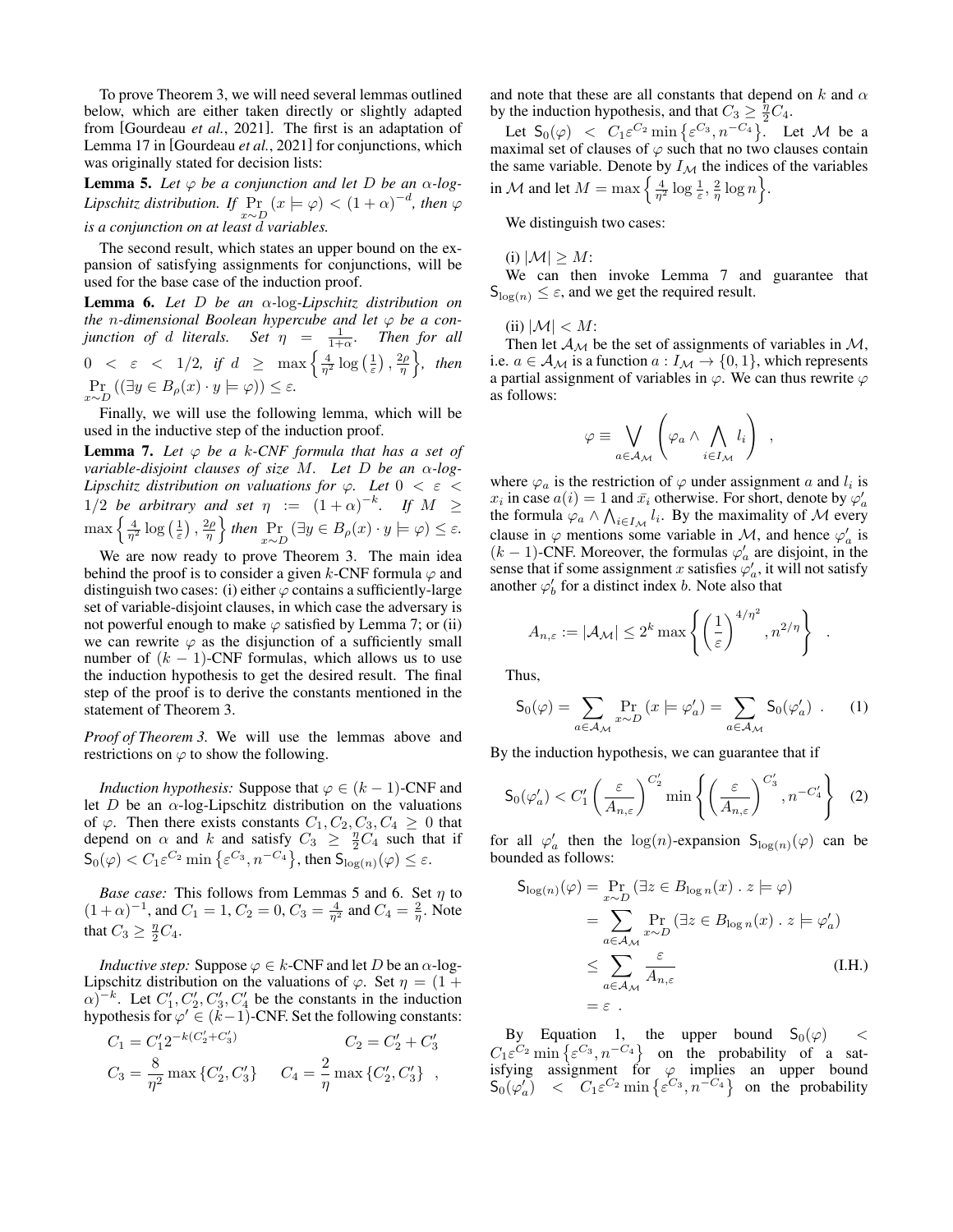To prove Theorem 3, we will need several lemmas outlined below, which are either taken directly or slightly adapted from [Gourdeau *et al.*, 2021]. The first is an adaptation of Lemma 17 in [Gourdeau *et al.*, 2021] for conjunctions, which was originally stated for decision lists:

**Lemma 5.** *Let $\varphi$ be a conjunction and let $D$ be an $\alpha$-log-Lipschitz distribution. If $\Pr_{x\sim D}(x \models \varphi) < (1+\alpha)^{-d}$, then $\varphi$ is a conjunction on at least $d$ variables.*

The second result, which states an upper bound on the expansion of satisfying assignments for conjunctions, will be used for the base case of the induction proof.

**Lemma 6.** *Let $D$ be an $\alpha$-log-Lipschitz distribution on the $n$-dimensional Boolean hypercube and let $\varphi$ be a conjunction of $d$ literals. Set $\eta = \frac{1}{1+\alpha}$. Then for all $0 < \varepsilon < 1/2$, if $d \geq \max\left\{\frac{4}{\eta^2}\log\left(\frac{1}{\varepsilon}\right), \frac{2\rho}{\eta}\right\}$, then $\Pr_{x\sim D}\left((\exists y \in B_\rho(x) \cdot y \models \varphi)\right) \leq \varepsilon$.*

Finally, we will use the following lemma, which will be used in the inductive step of the induction proof.

**Lemma 7.** *Let $\varphi$ be a $k$-CNF formula that has a set of variable-disjoint clauses of size $M$. Let $D$ be an $\alpha$-log-Lipschitz distribution on valuations for $\varphi$. Let $0 < \varepsilon < 1/2$ be arbitrary and set $\eta := (1+\alpha)^{-k}$. If $M \geq \max\left\{\frac{4}{\eta^2}\log\left(\frac{1}{\varepsilon}\right), \frac{2\rho}{\eta}\right\}$ then $\Pr_{x\sim D}(\exists y \in B_\rho(x) \cdot y \models \varphi) \leq \varepsilon$.*

We are now ready to prove Theorem 3. The main idea behind the proof is to consider a given $k$-CNF formula $\varphi$ and distinguish two cases: (i) either $\varphi$ contains a sufficiently-large set of variable-disjoint clauses, in which case the adversary is not powerful enough to make $\varphi$ satisfied by Lemma 7; or (ii) we can rewrite $\varphi$ as the disjunction of a sufficiently small number of $(k-1)$-CNF formulas, which allows us to use the induction hypothesis to get the desired result. The final step of the proof is to derive the constants mentioned in the statement of Theorem 3.

*Proof of Theorem 3.* We will use the lemmas above and restrictions on $\varphi$ to show the following.

*Induction hypothesis:* Suppose that $\varphi \in (k-1)$-CNF and let $D$ be an $\alpha$-log-Lipschitz distribution on the valuations of $\varphi$. Then there exists constants $C_1, C_2, C_3, C_4 \geq 0$ that depend on $\alpha$ and $k$ and satisfy $C_3 \geq \frac{\eta}{2}C_4$ such that if $\mathsf{S}_0(\varphi) < C_1\varepsilon^{C_2}\min\left\{\varepsilon^{C_3}, n^{-C_4}\right\}$, then $\mathsf{S}_{\log(n)}(\varphi) \leq \varepsilon$.

*Base case:* This follows from Lemmas 5 and 6. Set $\eta$ to $(1+\alpha)^{-1}$, and $C_1 = 1, C_2 = 0, C_3 = \frac{4}{\eta^2}$ and $C_4 = \frac{2}{\eta}$. Note that $C_3 \geq \frac{\eta}{2}C_4$.

*Inductive step:* Suppose $\varphi \in k$-CNF and let $D$ be an $\alpha$-log-Lipschitz distribution on the valuations of $\varphi$. Set $\eta = (1+\alpha)^{-k}$. Let $C_1', C_2', C_3', C_4'$ be the constants in the induction hypothesis for $\varphi' \in (k-1)$-CNF. Set the following constants:

$$C_1 = C_1' 2^{-k(C_2'+C_3')} \qquad C_2 = C_2' + C_3'$$

$$C_3 = \frac{8}{\eta^2}\max\{C_2', C_3'\} \qquad C_4 = \frac{2}{\eta}\max\{C_2', C_3'\} \quad ,$$

and note that these are all constants that depend on $k$ and $\alpha$ by the induction hypothesis, and that $C_3 \geq \frac{\eta}{2}C_4$.

Let $\mathsf{S}_0(\varphi) < C_1\varepsilon^{C_2}\min\left\{\varepsilon^{C_3}, n^{-C_4}\right\}$. Let $\mathcal{M}$ be a maximal set of clauses of $\varphi$ such that no two clauses contain the same variable. Denote by $I_\mathcal{M}$ the indices of the variables in $\mathcal{M}$ and let $M = \max\left\{\frac{4}{\eta^2}\log\frac{1}{\varepsilon}, \frac{2}{\eta}\log n\right\}$.

We distinguish two cases:

(i) $|\mathcal{M}| \geq M$:
We can then invoke Lemma 7 and guarantee that $\mathsf{S}_{\log(n)} \leq \varepsilon$, and we get the required result.

(ii) $|\mathcal{M}| < M$:
Then let $\mathcal{A}_\mathcal{M}$ be the set of assignments of variables in $\mathcal{M}$, i.e. $a \in \mathcal{A}_\mathcal{M}$ is a function $a : I_\mathcal{M} \to \{0,1\}$, which represents a partial assignment of variables in $\varphi$. We can thus rewrite $\varphi$ as follows:

$$\varphi \equiv \bigvee_{a\in\mathcal{A}_\mathcal{M}}\left(\varphi_a \wedge \bigwedge_{i\in I_\mathcal{M}} l_i\right) \quad ,$$

where $\varphi_a$ is the restriction of $\varphi$ under assignment $a$ and $l_i$ is $x_i$ in case $a(i) = 1$ and $\bar{x}_i$ otherwise. For short, denote by $\varphi_a'$ the formula $\varphi_a \wedge \bigwedge_{i\in I_\mathcal{M}} l_i$. By the maximality of $\mathcal{M}$ every clause in $\varphi$ mentions some variable in $\mathcal{M}$, and hence $\varphi_a'$ is $(k-1)$-CNF. Moreover, the formulas $\varphi_a'$ are disjoint, in the sense that if some assignment $x$ satisfies $\varphi_a'$, it will not satisfy another $\varphi_b'$ for a distinct index $b$. Note also that

$$A_{n,\varepsilon} := |\mathcal{A}_\mathcal{M}| \leq 2^k \max\left\{\left(\frac{1}{\varepsilon}\right)^{4/\eta^2}, n^{2/\eta}\right\} \quad .$$

Thus,

$$\mathsf{S}_0(\varphi) = \sum_{a\in\mathcal{A}_\mathcal{M}} \Pr_{x\sim D}(x \models \varphi_a') = \sum_{a\in\mathcal{A}_\mathcal{M}} \mathsf{S}_0(\varphi_a') \quad . \tag{1}$$

By the induction hypothesis, we can guarantee that if

$$\mathsf{S}_0(\varphi_a') < C_1'\left(\frac{\varepsilon}{A_{n,\varepsilon}}\right)^{C_2'}\min\left\{\left(\frac{\varepsilon}{A_{n,\varepsilon}}\right)^{C_3'}, n^{-C_4'}\right\} \tag{2}$$

for all $\varphi_a'$ then the $\log(n)$-expansion $\mathsf{S}_{\log(n)}(\varphi)$ can be bounded as follows:

$$\begin{aligned}
\mathsf{S}_{\log(n)}(\varphi) &= \Pr_{x\sim D}(\exists z \in B_{\log n}(x) \,.\, z \models \varphi) \\
&= \sum_{a\in\mathcal{A}_\mathcal{M}} \Pr_{x\sim D}(\exists z \in B_{\log n}(x) \,.\, z \models \varphi_a') \\
&\leq \sum_{a\in\mathcal{A}_\mathcal{M}} \frac{\varepsilon}{A_{n,\varepsilon}} \qquad \text{(I.H.)} \\
&= \varepsilon \quad .
\end{aligned}$$

By Equation 1, the upper bound $\mathsf{S}_0(\varphi) < C_1\varepsilon^{C_2}\min\left\{\varepsilon^{C_3}, n^{-C_4}\right\}$ on the probability of a satisfying assignment for $\varphi$ implies an upper bound $\mathsf{S}_0(\varphi_a') < C_1\varepsilon^{C_2}\min\left\{\varepsilon^{C_3}, n^{-C_4}\right\}$ on the probability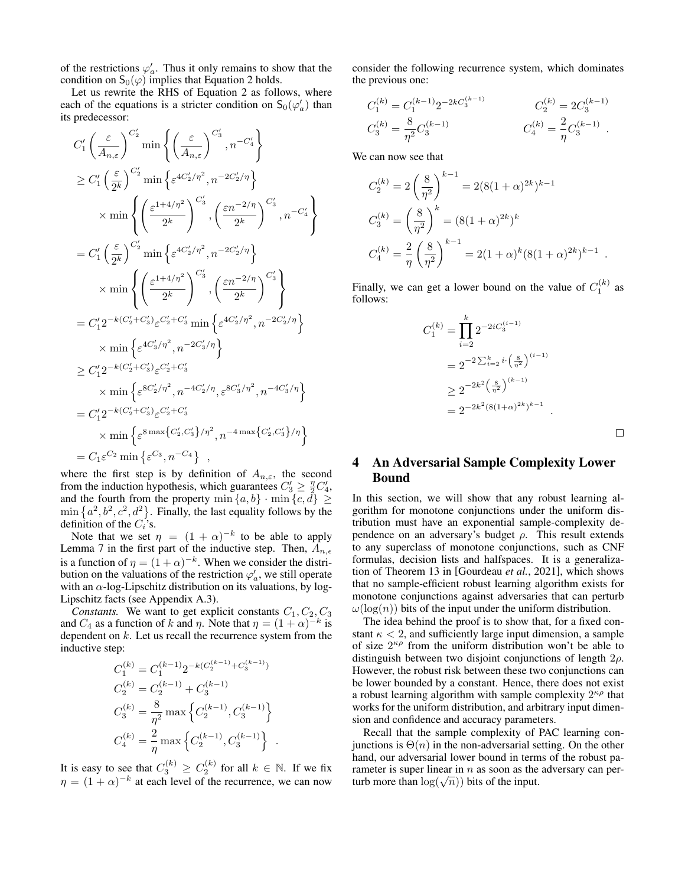of the restrictions $\varphi'_a$. Thus it only remains to show that the condition on $\mathsf{S}_0(\varphi)$ implies that Equation 2 holds.

Let us rewrite the RHS of Equation 2 as follows, where each of the equations is a stricter condition on $\mathsf{S}_0(\varphi'_a)$ than its predecessor:

$$
\begin{aligned}
& C'_1 \left(\frac{\varepsilon}{A_{n,\varepsilon}}\right)^{C'_2} \min\left\{\left(\frac{\varepsilon}{A_{n,\varepsilon}}\right)^{C'_3}, n^{-C'_4}\right\} \\
& \geq C'_1 \left(\frac{\varepsilon}{2^k}\right)^{C'_2} \min\left\{\varepsilon^{4C'_2/\eta^2}, n^{-2C'_2/\eta}\right\} \\
& \quad \times \min\left\{\left(\frac{\varepsilon^{1+4/\eta^2}}{2^k}\right)^{C'_3}, \left(\frac{\varepsilon n^{-2/\eta}}{2^k}\right)^{C'_3}, n^{-C'_4}\right\} \\
& = C'_1 \left(\frac{\varepsilon}{2^k}\right)^{C'_2} \min\left\{\varepsilon^{4C'_2/\eta^2}, n^{-2C'_2/\eta}\right\} \\
& \quad \times \min\left\{\left(\frac{\varepsilon^{1+4/\eta^2}}{2^k}\right)^{C'_3}, \left(\frac{\varepsilon n^{-2/\eta}}{2^k}\right)^{C'_3}\right\} \\
& = C'_1 2^{-k(C'_2+C'_3)} \varepsilon^{C'_2+C'_3} \min\left\{\varepsilon^{4C'_2/\eta^2}, n^{-2C'_2/\eta}\right\} \\
& \quad \times \min\left\{\varepsilon^{4C'_3/\eta^2}, n^{-2C'_3/\eta}\right\} \\
& \geq C'_1 2^{-k(C'_2+C'_3)} \varepsilon^{C'_2+C'_3} \\
& \quad \times \min\left\{\varepsilon^{8C'_2/\eta^2}, n^{-4C'_2/\eta}, \varepsilon^{8C'_3/\eta^2}, n^{-4C'_3/\eta}\right\} \\
& = C'_1 2^{-k(C'_2+C'_3)} \varepsilon^{C'_2+C'_3} \\
& \quad \times \min\left\{\varepsilon^{8\max\left\{C'_2,C'_3\right\}/\eta^2}, n^{-4\max\left\{C'_2,C'_3\right\}/\eta}\right\} \\
& = C_1 \varepsilon^{C_2} \min\left\{\varepsilon^{C_3}, n^{-C_4}\right\} \quad ,
\end{aligned}
$$

where the first step is by definition of $A_{n,\varepsilon}$, the second from the induction hypothesis, which guarantees $C'_3 \geq \frac{\eta}{2} C'_4$, and the fourth from the property $\min\{a,b\} \cdot \min\{c,d\} \geq \min\{a^2, b^2, c^2, d^2\}$. Finally, the last equality follows by the definition of the $C_i$'s.

Note that we set $\eta = (1+\alpha)^{-k}$ to be able to apply Lemma 7 in the first part of the inductive step. Then, $A_{n,\epsilon}$ is a function of $\eta = (1+\alpha)^{-k}$. When we consider the distribution on the valuations of the restriction $\varphi'_a$, we still operate with an $\alpha$-log-Lipschitz distribution on its valuations, by log-Lipschitz facts (see Appendix A.3).

*Constants.* We want to get explicit constants $C_1, C_2, C_3$ and $C_4$ as a function of $k$ and $\eta$. Note that $\eta = (1+\alpha)^{-k}$ is dependent on $k$. Let us recall the recurrence system from the inductive step:

$$
\begin{aligned}
C_1^{(k)} &= C_1^{(k-1)} 2^{-k(C_2^{(k-1)}+C_3^{(k-1)})} \\
C_2^{(k)} &= C_2^{(k-1)} + C_3^{(k-1)} \\
C_3^{(k)} &= \frac{8}{\eta^2} \max\left\{C_2^{(k-1)}, C_3^{(k-1)}\right\} \\
C_4^{(k)} &= \frac{2}{\eta} \max\left\{C_2^{(k-1)}, C_3^{(k-1)}\right\} \quad .
\end{aligned}
$$

It is easy to see that $C_3^{(k)} \geq C_2^{(k)}$ for all $k \in \mathbb{N}$. If we fix $\eta = (1+\alpha)^{-k}$ at each level of the recurrence, we can now consider the following recurrence system, which dominates the previous one:

$$
\begin{aligned}
C_1^{(k)} &= C_1^{(k-1)} 2^{-2kC_3^{(k-1)}} & C_2^{(k)} &= 2C_3^{(k-1)} \\
C_3^{(k)} &= \frac{8}{\eta^2} C_3^{(k-1)} & C_4^{(k)} &= \frac{2}{\eta} C_3^{(k-1)} \quad .
\end{aligned}
$$

We can now see that

$$
\begin{aligned}
C_2^{(k)} &= 2\left(\frac{8}{\eta^2}\right)^{k-1} = 2(8(1+\alpha)^{2k})^{k-1} \\
C_3^{(k)} &= \left(\frac{8}{\eta^2}\right)^{k} = (8(1+\alpha)^{2k})^{k} \\
C_4^{(k)} &= \frac{2}{\eta}\left(\frac{8}{\eta^2}\right)^{k-1} = 2(1+\alpha)^k (8(1+\alpha)^{2k})^{k-1} \quad .
\end{aligned}
$$

Finally, we can get a lower bound on the value of $C_1^{(k)}$ as follows:

$$
\begin{aligned}
C_1^{(k)} &= \prod_{i=2}^{k} 2^{-2iC_3^{(i-1)}} \\
&= 2^{-2\sum_{i=2}^{k} i \cdot \left(\frac{8}{\eta^2}\right)^{(i-1)}} \\
&\geq 2^{-2k^2\left(\frac{8}{\eta^2}\right)^{(k-1)}} \\
&= 2^{-2k^2(8(1+\alpha)^{2k})^{k-1}} \quad .
\end{aligned}
$$

□

## 4 An Adversarial Sample Complexity Lower Bound

In this section, we will show that any robust learning algorithm for monotone conjunctions under the uniform distribution must have an exponential sample-complexity dependence on an adversary's budget $\rho$. This result extends to any superclass of monotone conjunctions, such as CNF formulas, decision lists and halfspaces. It is a generalization of Theorem 13 in [Gourdeau *et al.*, 2021], which shows that no sample-efficient robust learning algorithm exists for monotone conjunctions against adversaries that can perturb $\omega(\log(n))$ bits of the input under the uniform distribution.

The idea behind the proof is to show that, for a fixed constant $\kappa < 2$, and sufficiently large input dimension, a sample of size $2^{\kappa\rho}$ from the uniform distribution won't be able to distinguish between two disjoint conjunctions of length $2\rho$. However, the robust risk between these two conjunctions can be lower bounded by a constant. Hence, there does not exist a robust learning algorithm with sample complexity $2^{\kappa\rho}$ that works for the uniform distribution, and arbitrary input dimension and confidence and accuracy parameters.

Recall that the sample complexity of PAC learning conjunctions is $\Theta(n)$ in the non-adversarial setting. On the other hand, our adversarial lower bound in terms of the robust parameter is super linear in $n$ as soon as the adversary can perturb more than $\log(\sqrt{n})$) bits of the input.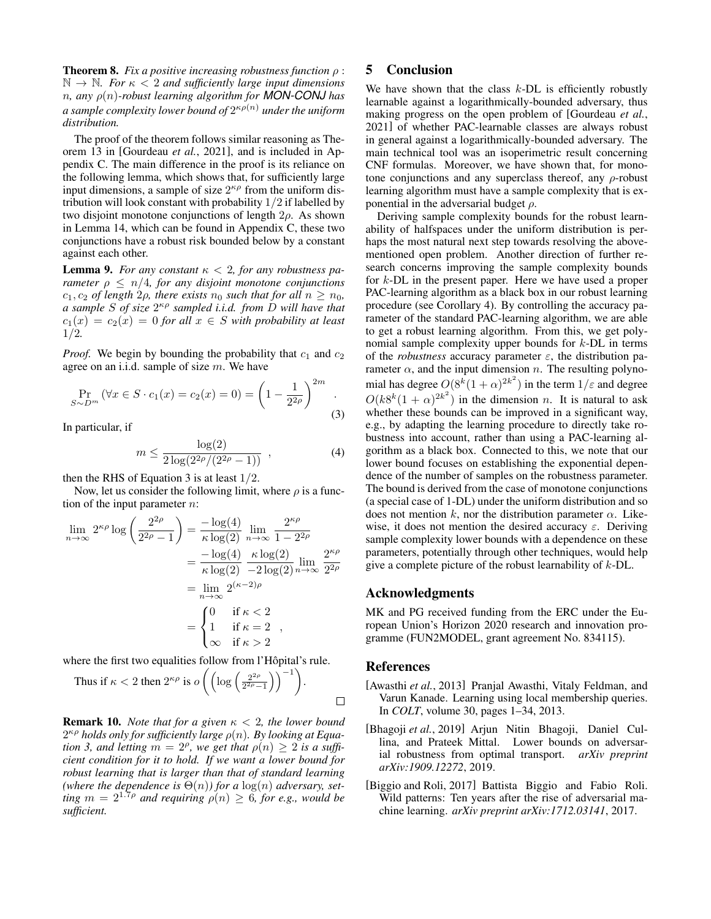**Theorem 8.** *Fix a positive increasing robustness function $\rho : \mathbb{N} \to \mathbb{N}$. For $\kappa < 2$ and sufficiently large input dimensions $n$, any $\rho(n)$-robust learning algorithm for **MON-CONJ** has a sample complexity lower bound of $2^{\kappa\rho(n)}$ under the uniform distribution.*

The proof of the theorem follows similar reasoning as Theorem 13 in [Gourdeau *et al.*, 2021], and is included in Appendix C. The main difference in the proof is its reliance on the following lemma, which shows that, for sufficiently large input dimensions, a sample of size $2^{\kappa\rho}$ from the uniform distribution will look constant with probability $1/2$ if labelled by two disjoint monotone conjunctions of length $2\rho$. As shown in Lemma 14, which can be found in Appendix C, these two conjunctions have a robust risk bounded below by a constant against each other.

**Lemma 9.** *For any constant $\kappa < 2$, for any robustness parameter $\rho \leq n/4$, for any disjoint monotone conjunctions $c_1, c_2$ of length $2\rho$, there exists $n_0$ such that for all $n \geq n_0$, a sample $S$ of size $2^{\kappa\rho}$ sampled i.i.d. from $D$ will have that $c_1(x) = c_2(x) = 0$ for all $x \in S$ with probability at least $1/2$.*

*Proof.* We begin by bounding the probability that $c_1$ and $c_2$ agree on an i.i.d. sample of size $m$. We have

$$\Pr_{S\sim D^m}\left(\forall x \in S \cdot c_1(x) = c_2(x) = 0\right) = \left(1 - \frac{1}{2^{2\rho}}\right)^{2m} \ . \tag{3}$$

In particular, if

$$m \leq \frac{\log(2)}{2\log(2^{2\rho}/(2^{2\rho}-1))} \ , \tag{4}$$

then the RHS of Equation 3 is at least $1/2$.

Now, let us consider the following limit, where $\rho$ is a function of the input parameter $n$:

$$\begin{aligned}
\lim_{n\to\infty} 2^{\kappa\rho} \log\left(\frac{2^{2\rho}}{2^{2\rho}-1}\right) &= \frac{-\log(4)}{\kappa\log(2)} \lim_{n\to\infty} \frac{2^{\kappa\rho}}{1-2^{2\rho}} \\
&= \frac{-\log(4)}{\kappa\log(2)} \frac{\kappa\log(2)}{-2\log(2)} \lim_{n\to\infty} \frac{2^{\kappa\rho}}{2^{2\rho}} \\
&= \lim_{n\to\infty} 2^{(\kappa-2)\rho} \\
&= \begin{cases} 0 & \text{if } \kappa < 2 \\ 1 & \text{if } \kappa = 2 \\ \infty & \text{if } \kappa > 2 \end{cases} \ ,
\end{aligned}$$

where the first two equalities follow from l'Hôpital's rule.

Thus if $\kappa < 2$ then $2^{\kappa\rho}$ is $o\left(\left(\log\left(\frac{2^{2\rho}}{2^{2\rho}-1}\right)\right)^{-1}\right)$. $\square$

**Remark 10.** *Note that for a given $\kappa < 2$, the lower bound $2^{\kappa\rho}$ holds only for sufficiently large $\rho(n)$. By looking at Equation 3, and letting $m = 2^{\rho}$, we get that $\rho(n) \geq 2$ is a sufficient condition for it to hold. If we want a lower bound for robust learning that is larger than that of standard learning (where the dependence is $\Theta(n)$) for a $\log(n)$ adversary, setting $m = 2^{1.7\rho}$ and requiring $\rho(n) \geq 6$, for e.g., would be sufficient.*

## 5 Conclusion

We have shown that the class $k$-DL is efficiently robustly learnable against a logarithmically-bounded adversary, thus making progress on the open problem of [Gourdeau *et al.*, 2021] of whether PAC-learnable classes are always robust in general against a logarithmically-bounded adversary. The main technical tool was an isoperimetric result concerning CNF formulas. Moreover, we have shown that, for monotone conjunctions and any superclass thereof, any $\rho$-robust learning algorithm must have a sample complexity that is exponential in the adversarial budget $\rho$.

Deriving sample complexity bounds for the robust learnability of halfspaces under the uniform distribution is perhaps the most natural next step towards resolving the above-mentioned open problem. Another direction of further research concerns improving the sample complexity bounds for $k$-DL in the present paper. Here we have used a proper PAC-learning algorithm as a black box in our robust learning procedure (see Corollary 4). By controlling the accuracy parameter of the standard PAC-learning algorithm, we are able to get a robust learning algorithm. From this, we get polynomial sample complexity upper bounds for $k$-DL in terms of the *robustness* accuracy parameter $\varepsilon$, the distribution parameter $\alpha$, and the input dimension $n$. The resulting polynomial has degree $O(8^k(1+\alpha)^{2k^2})$ in the term $1/\varepsilon$ and degree $O(k8^k(1+\alpha)^{2k^2})$ in the dimension $n$. It is natural to ask whether these bounds can be improved in a significant way, e.g., by adapting the learning procedure to directly take robustness into account, rather than using a PAC-learning algorithm as a black box. Connected to this, we note that our lower bound focuses on establishing the exponential dependence of the number of samples on the robustness parameter. The bound is derived from the case of monotone conjunctions (a special case of 1-DL) under the uniform distribution and so does not mention $k$, nor the distribution parameter $\alpha$. Likewise, it does not mention the desired accuracy $\varepsilon$. Deriving sample complexity lower bounds with a dependence on these parameters, potentially through other techniques, would help give a complete picture of the robust learnability of $k$-DL.

## Acknowledgments

MK and PG received funding from the ERC under the European Union's Horizon 2020 research and innovation programme (FUN2MODEL, grant agreement No. 834115).

## References

[Awasthi *et al.*, 2013] Pranjal Awasthi, Vitaly Feldman, and Varun Kanade. Learning using local membership queries. In *COLT*, volume 30, pages 1–34, 2013.

[Bhagoji *et al.*, 2019] Arjun Nitin Bhagoji, Daniel Cullina, and Prateek Mittal. Lower bounds on adversarial robustness from optimal transport. *arXiv preprint arXiv:1909.12272*, 2019.

[Biggio and Roli, 2017] Battista Biggio and Fabio Roli. Wild patterns: Ten years after the rise of adversarial machine learning. *arXiv preprint arXiv:1712.03141*, 2017.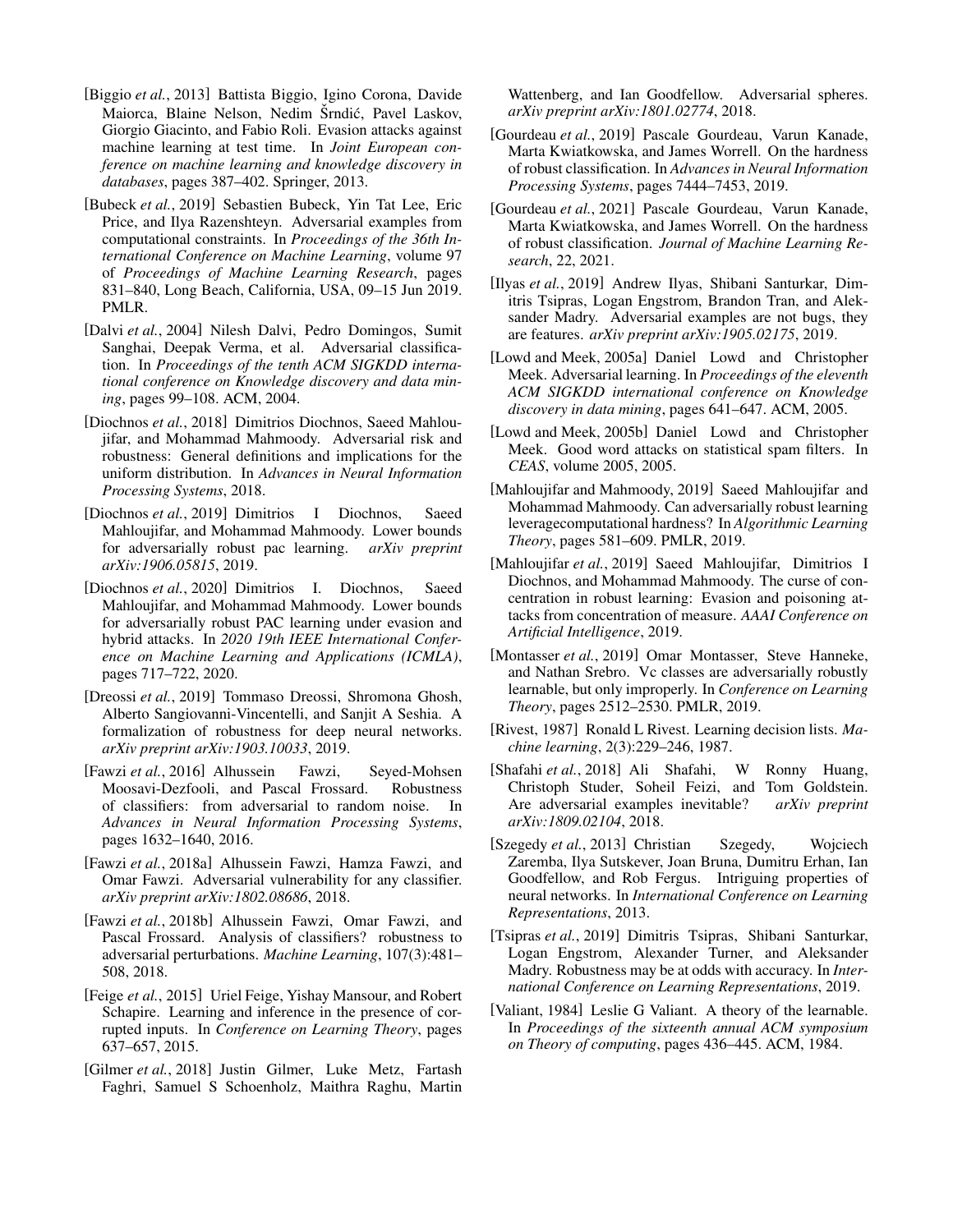[Biggio *et al.*, 2013] Battista Biggio, Igino Corona, Davide Maiorca, Blaine Nelson, Nedim Šrndić, Pavel Laskov, Giorgio Giacinto, and Fabio Roli. Evasion attacks against machine learning at test time. In *Joint European conference on machine learning and knowledge discovery in databases*, pages 387–402. Springer, 2013.

[Bubeck *et al.*, 2019] Sebastien Bubeck, Yin Tat Lee, Eric Price, and Ilya Razenshteyn. Adversarial examples from computational constraints. In *Proceedings of the 36th International Conference on Machine Learning*, volume 97 of *Proceedings of Machine Learning Research*, pages 831–840, Long Beach, California, USA, 09–15 Jun 2019. PMLR.

[Dalvi *et al.*, 2004] Nilesh Dalvi, Pedro Domingos, Sumit Sanghai, Deepak Verma, et al. Adversarial classification. In *Proceedings of the tenth ACM SIGKDD international conference on Knowledge discovery and data mining*, pages 99–108. ACM, 2004.

[Diochnos *et al.*, 2018] Dimitrios Diochnos, Saeed Mahloujifar, and Mohammad Mahmoody. Adversarial risk and robustness: General definitions and implications for the uniform distribution. In *Advances in Neural Information Processing Systems*, 2018.

[Diochnos *et al.*, 2019] Dimitrios I Diochnos, Saeed Mahloujifar, and Mohammad Mahmoody. Lower bounds for adversarially robust pac learning. *arXiv preprint arXiv:1906.05815*, 2019.

[Diochnos *et al.*, 2020] Dimitrios I. Diochnos, Saeed Mahloujifar, and Mohammad Mahmoody. Lower bounds for adversarially robust PAC learning under evasion and hybrid attacks. In *2020 19th IEEE International Conference on Machine Learning and Applications (ICMLA)*, pages 717–722, 2020.

[Dreossi *et al.*, 2019] Tommaso Dreossi, Shromona Ghosh, Alberto Sangiovanni-Vincentelli, and Sanjit A Seshia. A formalization of robustness for deep neural networks. *arXiv preprint arXiv:1903.10033*, 2019.

[Fawzi *et al.*, 2016] Alhussein Fawzi, Seyed-Mohsen Moosavi-Dezfooli, and Pascal Frossard. Robustness of classifiers: from adversarial to random noise. In *Advances in Neural Information Processing Systems*, pages 1632–1640, 2016.

[Fawzi *et al.*, 2018a] Alhussein Fawzi, Hamza Fawzi, and Omar Fawzi. Adversarial vulnerability for any classifier. *arXiv preprint arXiv:1802.08686*, 2018.

[Fawzi *et al.*, 2018b] Alhussein Fawzi, Omar Fawzi, and Pascal Frossard. Analysis of classifiers? robustness to adversarial perturbations. *Machine Learning*, 107(3):481–508, 2018.

[Feige *et al.*, 2015] Uriel Feige, Yishay Mansour, and Robert Schapire. Learning and inference in the presence of corrupted inputs. In *Conference on Learning Theory*, pages 637–657, 2015.

[Gilmer *et al.*, 2018] Justin Gilmer, Luke Metz, Fartash Faghri, Samuel S Schoenholz, Maithra Raghu, Martin Wattenberg, and Ian Goodfellow. Adversarial spheres. *arXiv preprint arXiv:1801.02774*, 2018.

[Gourdeau *et al.*, 2019] Pascale Gourdeau, Varun Kanade, Marta Kwiatkowska, and James Worrell. On the hardness of robust classification. In *Advances in Neural Information Processing Systems*, pages 7444–7453, 2019.

[Gourdeau *et al.*, 2021] Pascale Gourdeau, Varun Kanade, Marta Kwiatkowska, and James Worrell. On the hardness of robust classification. *Journal of Machine Learning Research*, 22, 2021.

[Ilyas *et al.*, 2019] Andrew Ilyas, Shibani Santurkar, Dimitris Tsipras, Logan Engstrom, Brandon Tran, and Aleksander Madry. Adversarial examples are not bugs, they are features. *arXiv preprint arXiv:1905.02175*, 2019.

[Lowd and Meek, 2005a] Daniel Lowd and Christopher Meek. Adversarial learning. In *Proceedings of the eleventh ACM SIGKDD international conference on Knowledge discovery in data mining*, pages 641–647. ACM, 2005.

[Lowd and Meek, 2005b] Daniel Lowd and Christopher Meek. Good word attacks on statistical spam filters. In *CEAS*, volume 2005, 2005.

[Mahloujifar and Mahmoody, 2019] Saeed Mahloujifar and Mohammad Mahmoody. Can adversarially robust learning leveragecomputational hardness? In *Algorithmic Learning Theory*, pages 581–609. PMLR, 2019.

[Mahloujifar *et al.*, 2019] Saeed Mahloujifar, Dimitrios I Diochnos, and Mohammad Mahmoody. The curse of concentration in robust learning: Evasion and poisoning attacks from concentration of measure. *AAAI Conference on Artificial Intelligence*, 2019.

[Montasser *et al.*, 2019] Omar Montasser, Steve Hanneke, and Nathan Srebro. Vc classes are adversarially robustly learnable, but only improperly. In *Conference on Learning Theory*, pages 2512–2530. PMLR, 2019.

[Rivest, 1987] Ronald L Rivest. Learning decision lists. *Machine learning*, 2(3):229–246, 1987.

[Shafahi *et al.*, 2018] Ali Shafahi, W Ronny Huang, Christoph Studer, Soheil Feizi, and Tom Goldstein. Are adversarial examples inevitable? *arXiv preprint arXiv:1809.02104*, 2018.

[Szegedy *et al.*, 2013] Christian Szegedy, Wojciech Zaremba, Ilya Sutskever, Joan Bruna, Dumitru Erhan, Ian Goodfellow, and Rob Fergus. Intriguing properties of neural networks. In *International Conference on Learning Representations*, 2013.

[Tsipras *et al.*, 2019] Dimitris Tsipras, Shibani Santurkar, Logan Engstrom, Alexander Turner, and Aleksander Madry. Robustness may be at odds with accuracy. In *International Conference on Learning Representations*, 2019.

[Valiant, 1984] Leslie G Valiant. A theory of the learnable. In *Proceedings of the sixteenth annual ACM symposium on Theory of computing*, pages 436–445. ACM, 1984.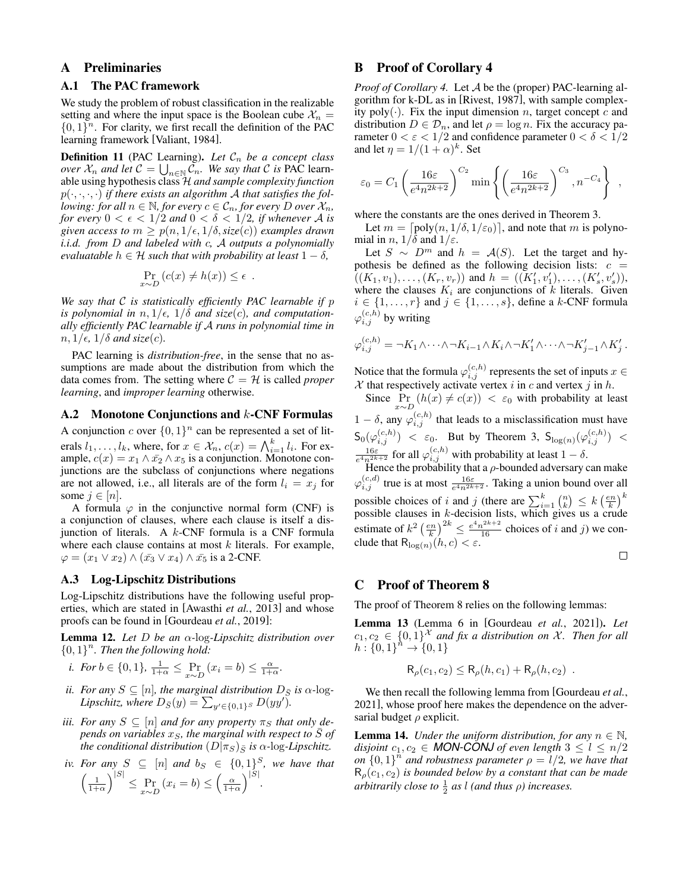## A Preliminaries

### A.1 The PAC framework

We study the problem of robust classification in the realizable setting and where the input space is the Boolean cube $\mathcal{X}_n = \{0,1\}^n$. For clarity, we first recall the definition of the PAC learning framework [Valiant, 1984].

**Definition 11** (PAC Learning)**.** *Let $\mathcal{C}_n$ be a concept class over $\mathcal{X}_n$ and let $\mathcal{C} = \bigcup_{n\in\mathbb{N}} \mathcal{C}_n$. We say that $\mathcal{C}$ is* PAC learnable *using hypothesis class $\mathcal{H}$ and sample complexity function $p(\cdot,\cdot,\cdot,\cdot)$ if there exists an algorithm $\mathcal{A}$ that satisfies the following: for all $n \in \mathbb{N}$, for every $c \in \mathcal{C}_n$, for every $D$ over $\mathcal{X}_n$, for every $0 < \epsilon < 1/2$ and $0 < \delta < 1/2$, if whenever $\mathcal{A}$ is given access to $m \geq p(n, 1/\epsilon, 1/\delta, size(c))$ examples drawn i.i.d. from $D$ and labeled with $c$, $\mathcal{A}$ outputs a polynomially evaluatable $h \in \mathcal{H}$ such that with probability at least $1-\delta$,*

$$\Pr_{x\sim D}(c(x) \neq h(x)) \leq \epsilon \ .$$

*We say that $\mathcal{C}$ is statistically efficiently PAC learnable if $p$ is polynomial in $n, 1/\epsilon, 1/\delta$ and $size(c)$, and computationally efficiently PAC learnable if $\mathcal{A}$ runs in polynomial time in $n, 1/\epsilon, 1/\delta$ and $size(c)$.*

PAC learning is *distribution-free*, in the sense that no assumptions are made about the distribution from which the data comes from. The setting where $\mathcal{C} = \mathcal{H}$ is called *proper learning*, and *improper learning* otherwise.

### A.2 Monotone Conjunctions and $k$-CNF Formulas

A conjunction $c$ over $\{0,1\}^n$ can be represented a set of literals $l_1, \ldots, l_k$, where, for $x \in \mathcal{X}_n$, $c(x) = \bigwedge_{i=1}^k l_i$. For example, $c(x) = x_1 \wedge \bar{x_2} \wedge x_5$ is a conjunction. Monotone conjunctions are the subclass of conjunctions where negations are not allowed, i.e., all literals are of the form $l_i = x_j$ for some $j \in [n]$.

A formula $\varphi$ in the conjunctive normal form (CNF) is a conjunction of clauses, where each clause is itself a disjunction of literals. A $k$-CNF formula is a CNF formula where each clause contains at most $k$ literals. For example, $\varphi = (x_1 \vee x_2) \wedge (\bar{x_3} \vee x_4) \wedge \bar{x_5}$ is a 2-CNF.

### A.3 Log-Lipschitz Distributions

Log-Lipschitz distributions have the following useful properties, which are stated in [Awasthi *et al.*, 2013] and whose proofs can be found in [Gourdeau *et al.*, 2019]:

**Lemma 12.** *Let $D$ be an $\alpha$-log-Lipschitz distribution over $\{0,1\}^n$. Then the following hold:*

*i. For $b \in \{0,1\}$, $\frac{1}{1+\alpha} \leq \Pr_{x\sim D}(x_i = b) \leq \frac{\alpha}{1+\alpha}$.*

*ii. For any $S \subseteq [n]$, the marginal distribution $D_{\bar{S}}$ is $\alpha$-log-Lipschitz, where $D_{\bar{S}}(y) = \sum_{y' \in \{0,1\}^S} D(yy')$.*

*iii. For any $S \subseteq [n]$ and for any property $\pi_S$ that only depends on variables $x_S$, the marginal with respect to $\bar{S}$ of the conditional distribution $(D|\pi_S)_{\bar{S}}$ is $\alpha$-log-Lipschitz.*

*iv. For any $S \subseteq [n]$ and $b_S \in \{0,1\}^S$, we have that $\left(\frac{1}{1+\alpha}\right)^{|S|} \leq \Pr_{x\sim D}(x_i = b) \leq \left(\frac{\alpha}{1+\alpha}\right)^{|S|}$.*

## B Proof of Corollary 4

*Proof of Corollary 4.* Let $\mathcal{A}$ be the (proper) PAC-learning algorithm for k-DL as in [Rivest, 1987], with sample complexity poly$(\cdot)$. Fix the input dimension $n$, target concept $c$ and distribution $D \in \mathcal{D}_n$, and let $\rho = \log n$. Fix the accuracy parameter $0 < \varepsilon < 1/2$ and confidence parameter $0 < \delta < 1/2$ and let $\eta = 1/(1+\alpha)^k$. Set

$$\varepsilon_0 = C_1 \left(\frac{16\varepsilon}{e^4 n^{2k+2}}\right)^{C_2} \min\left\{ \left(\frac{16\varepsilon}{e^4 n^{2k+2}}\right)^{C_3}, n^{-C_4} \right\} \ ,$$

where the constants are the ones derived in Theorem 3.

Let $m = \lceil \text{poly}(n, 1/\delta, 1/\varepsilon_0) \rceil$, and note that $m$ is polynomial in $n$, $1/\delta$ and $1/\varepsilon$.

Let $S \sim D^m$ and $h = \mathcal{A}(S)$. Let the target and hypothesis be defined as the following decision lists: $c = ((K_1, v_1), \ldots, (K_r, v_r))$ and $h = ((K'_1, v'_1), \ldots, (K'_s, v'_s))$, where the clauses $K_i$ are conjunctions of $k$ literals. Given $i \in \{1, \ldots, r\}$ and $j \in \{1, \ldots, s\}$, define a $k$-CNF formula $\varphi_{i,j}^{(c,h)}$ by writing

$$\varphi_{i,j}^{(c,h)} = \neg K_1 \wedge \cdots \wedge \neg K_{i-1} \wedge K_i \wedge \neg K'_1 \wedge \cdots \wedge \neg K'_{j-1} \wedge K'_j \,.$$

Notice that the formula $\varphi_{i,j}^{(c,h)}$ represents the set of inputs $x \in \mathcal{X}$ that respectively activate vertex $i$ in $c$ and vertex $j$ in $h$.

Since $\Pr_{x\sim D}(h(x) \neq c(x)) < \varepsilon_0$ with probability at least $1-\delta$, any $\varphi_{i,j}^{(c,h)}$ that leads to a misclassification must have $\mathsf{S}_0(\varphi_{i,j}^{(c,h)}) < \varepsilon_0$. But by Theorem 3, $\mathsf{S}_{\log(n)}(\varphi_{i,j}^{(c,h)}) < \frac{16\varepsilon}{e^4 n^{2k+2}}$ for all $\varphi_{i,j}^{(c,h)}$ with probability at least $1-\delta$.

Hence the probability that a $\rho$-bounded adversary can make $\varphi_{i,j}^{(c,d)}$ true is at most $\frac{16\varepsilon}{e^4 n^{2k+2}}$. Taking a union bound over all possible choices of $i$ and $j$ (there are $\sum_{i=1}^k \binom{n}{k} \leq k\left(\frac{en}{k}\right)^k$ possible clauses in $k$-decision lists, which gives us a crude estimate of $k^2\left(\frac{en}{k}\right)^{2k} \leq \frac{e^4 n^{2k+2}}{16}$ choices of $i$ and $j$) we conclude that $\mathsf{R}_{\log(n)}(h, c) < \varepsilon$.

$\square$

## C Proof of Theorem 8

The proof of Theorem 8 relies on the following lemmas:

**Lemma 13** (Lemma 6 in [Gourdeau *et al.*, 2021])**.** *Let $c_1, c_2 \in \{0,1\}^{\mathcal{X}}$ and fix a distribution on $\mathcal{X}$. Then for all $h : \{0,1\}^n \to \{0,1\}$*

$$\mathsf{R}_\rho(c_1, c_2) \leq \mathsf{R}_\rho(h, c_1) + \mathsf{R}_\rho(h, c_2) \ .$$

We then recall the following lemma from [Gourdeau *et al.*, 2021], whose proof here makes the dependence on the adversarial budget $\rho$ explicit.

**Lemma 14.** *Under the uniform distribution, for any $n \in \mathbb{N}$, disjoint $c_1, c_2 \in$ MON-CONJ of even length $3 \leq l \leq n/2$ on $\{0,1\}^n$ and robustness parameter $\rho = l/2$, we have that $\mathsf{R}_\rho(c_1, c_2)$ is bounded below by a constant that can be made arbitrarily close to $\frac{1}{2}$ as $l$ (and thus $\rho$) increases.*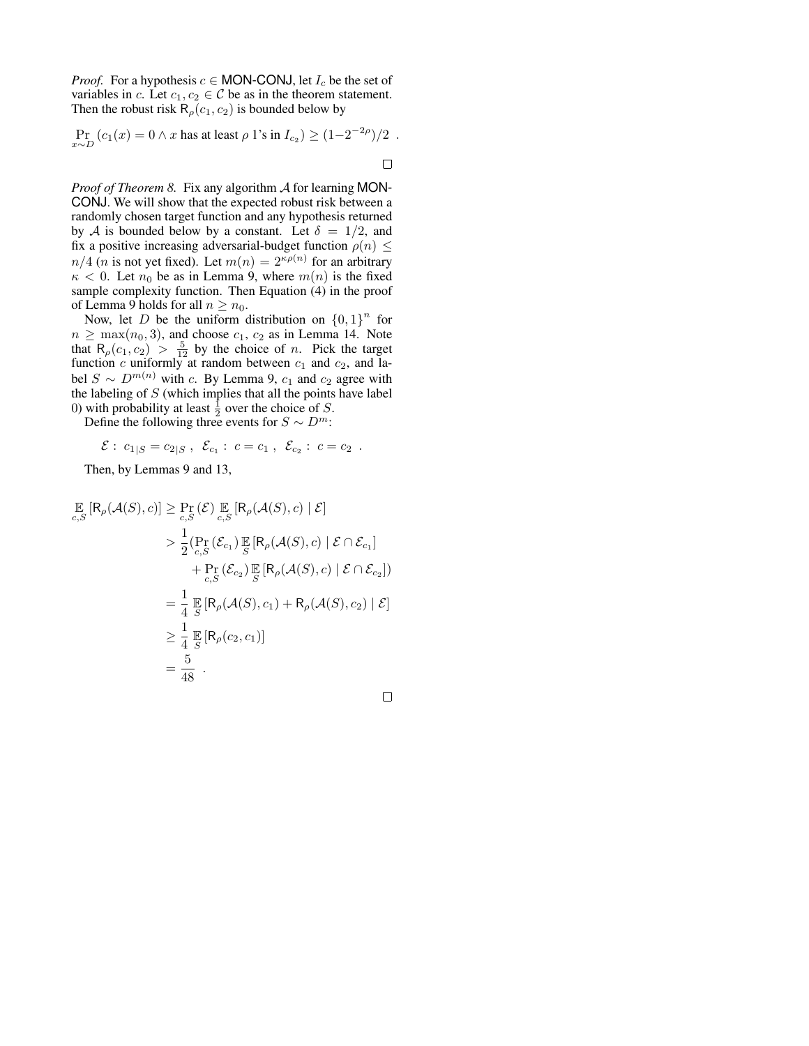*Proof.* For a hypothesis $c \in$ MON-CONJ, let $I_c$ be the set of variables in $c$. Let $c_1, c_2 \in \mathcal{C}$ be as in the theorem statement. Then the robust risk $\mathsf{R}_\rho(c_1, c_2)$ is bounded below by

$$\Pr_{x \sim D}\left(c_1(x) = 0 \wedge x \text{ has at least } \rho \text{ 1's in } I_{c_2}\right) \geq (1 - 2^{-2\rho})/2 \ .$$

□

*Proof of Theorem 8.* Fix any algorithm $\mathcal{A}$ for learning MON-CONJ. We will show that the expected robust risk between a randomly chosen target function and any hypothesis returned by $\mathcal{A}$ is bounded below by a constant. Let $\delta = 1/2$, and fix a positive increasing adversarial-budget function $\rho(n) \leq n/4$ ($n$ is not yet fixed). Let $m(n) = 2^{\kappa \rho(n)}$ for an arbitrary $\kappa < 0$. Let $n_0$ be as in Lemma 9, where $m(n)$ is the fixed sample complexity function. Then Equation (4) in the proof of Lemma 9 holds for all $n \geq n_0$.

Now, let $D$ be the uniform distribution on $\{0,1\}^n$ for $n \geq \max(n_0, 3)$, and choose $c_1$, $c_2$ as in Lemma 14. Note that $\mathsf{R}_\rho(c_1, c_2) > \frac{5}{12}$ by the choice of $n$. Pick the target function $c$ uniformly at random between $c_1$ and $c_2$, and label $S \sim D^{m(n)}$ with $c$. By Lemma 9, $c_1$ and $c_2$ agree with the labeling of $S$ (which implies that all the points have label 0) with probability at least $\frac{1}{2}$ over the choice of $S$.

Define the following three events for $S \sim D^m$:

$$\mathcal{E} : \ c_{1|S} = c_{2|S} \ , \ \ \mathcal{E}_{c_1} : \ c = c_1 \ , \ \ \mathcal{E}_{c_2} : \ c = c_2 \ .$$

Then, by Lemmas 9 and 13,

$$\begin{aligned}
\mathop{\mathbb{E}}_{c,S}\left[\mathsf{R}_\rho(\mathcal{A}(S), c)\right] &\geq \Pr_{c,S}(\mathcal{E}) \mathop{\mathbb{E}}_{c,S}\left[\mathsf{R}_\rho(\mathcal{A}(S), c) \mid \mathcal{E}\right] \\
&> \frac{1}{2}\Big(\Pr_{c,S}(\mathcal{E}_{c_1}) \mathop{\mathbb{E}}_{S}\left[\mathsf{R}_\rho(\mathcal{A}(S), c) \mid \mathcal{E} \cap \mathcal{E}_{c_1}\right] \\
&\quad + \Pr_{c,S}(\mathcal{E}_{c_2}) \mathop{\mathbb{E}}_{S}\left[\mathsf{R}_\rho(\mathcal{A}(S), c) \mid \mathcal{E} \cap \mathcal{E}_{c_2}\right]\Big) \\
&= \frac{1}{4} \mathop{\mathbb{E}}_{S}\left[\mathsf{R}_\rho(\mathcal{A}(S), c_1) + \mathsf{R}_\rho(\mathcal{A}(S), c_2) \mid \mathcal{E}\right] \\
&\geq \frac{1}{4} \mathop{\mathbb{E}}_{S}\left[\mathsf{R}_\rho(c_2, c_1)\right] \\
&= \frac{5}{48} \ .
\end{aligned}$$

□